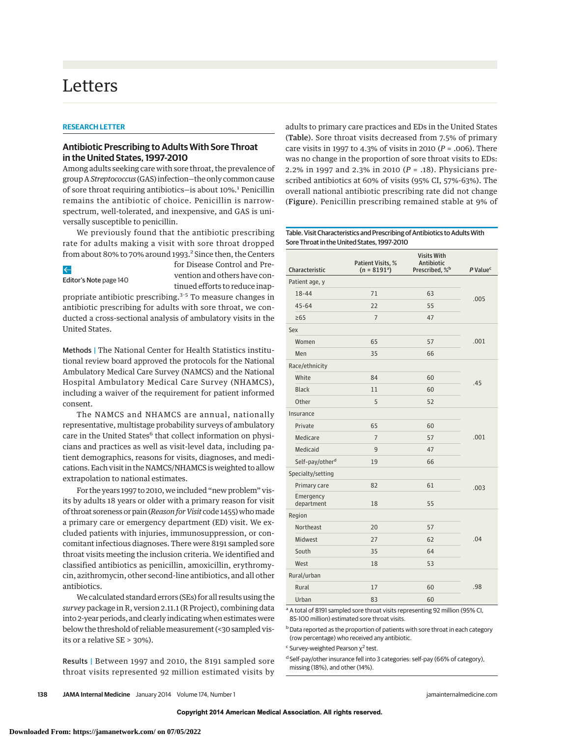# Letters

## RESEARCH LETTER

### Antibiotic Prescribing to Adults With Sore Throat in the United States, 1997-2010

Among adults seeking care with sore throat, the prevalence of group A *Streptococcus* (GAS) infection—the only common cause of sore throat requiring antibiotics—is about 10%.[1] Penicillin remains the antibiotic of choice. Penicillin is narrow-spectrum, well-tolerated, and inexpensive, and GAS is universally susceptible to penicillin.

We previously found that the antibiotic prescribing rate for adults making a visit with sore throat dropped from about 80% to 70% around 1993.[2] Since then, the Centers for Disease Control and Prevention and others have continued efforts to reduce inappropriate antibiotic prescribing.[3-5] To measure changes in antibiotic prescribing for adults with sore throat, we conducted a cross-sectional analysis of ambulatory visits in the United States.

Editor's Note page 140

**Methods |** The National Center for Health Statistics institutional review board approved the protocols for the National Ambulatory Medical Care Survey (NAMCS) and the National Hospital Ambulatory Medical Care Survey (NHAMCS), including a waiver of the requirement for patient informed consent.

The NAMCS and NHAMCS are annual, nationally representative, multistage probability surveys of ambulatory care in the United States[6] that collect information on physicians and practices as well as visit-level data, including patient demographics, reasons for visits, diagnoses, and medications. Each visit in the NAMCS/NHAMCS is weighted to allow extrapolation to national estimates.

For the years 1997 to 2010, we included "new problem" visits by adults 18 years or older with a primary reason for visit of throat soreness or pain (*Reason for Visit* code 1455) who made a primary care or emergency department (ED) visit. We excluded patients with injuries, immunosuppression, or concomitant infectious diagnoses. There were 8191 sampled sore throat visits meeting the inclusion criteria. We identified and classified antibiotics as penicillin, amoxicillin, erythromycin, azithromycin, other second-line antibiotics, and all other antibiotics.

We calculated standard errors (SEs) for all results using the *survey* package in R, version 2.11.1 (R Project), combining data into 2-year periods, and clearly indicating when estimates were below the threshold of reliable measurement (<30 sampled visits or a relative SE > 30%).

**Results |** Between 1997 and 2010, the 8191 sampled sore throat visits represented 92 million estimated visits by adults to primary care practices and EDs in the United States (**Table**). Sore throat visits decreased from 7.5% of primary care visits in 1997 to 4.3% of visits in 2010 ($P$ = .006). There was no change in the proportion of sore throat visits to EDs: 2.2% in 1997 and 2.3% in 2010 ($P$ = .18). Physicians prescribed antibiotics at 60% of visits (95% CI, 57%-63%). The overall national antibiotic prescribing rate did not change (**Figure**). Penicillin prescribing remained stable at 9% of

**Table. Visit Characteristics and Prescribing of Antibiotics to Adults With Sore Throat in the United States, 1997-2010**

| Characteristic | Patient Visits, % (n = 8191[a]) | Visits With Antibiotic Prescribed, %[b] | P Value[c] |
|---|---|---|---|
| Patient age, y | | | |
| 18-44 | 71 | 63 | .005 |
| 45-64 | 22 | 55 | |
| ≥65 | 7 | 47 | |
| Sex | | | |
| Women | 65 | 57 | .001 |
| Men | 35 | 66 | |
| Race/ethnicity | | | |
| White | 84 | 60 | .45 |
| Black | 11 | 60 | |
| Other | 5 | 52 | |
| Insurance | | | |
| Private | 65 | 60 | .001 |
| Medicare | 7 | 57 | |
| Medicaid | 9 | 47 | |
| Self-pay/other[d] | 19 | 66 | |
| Specialty/setting | | | |
| Primary care | 82 | 61 | .003 |
| Emergency department | 18 | 55 | |
| Region | | | |
| Northeast | 20 | 57 | .04 |
| Midwest | 27 | 62 | |
| South | 35 | 64 | |
| West | 18 | 53 | |
| Rural/urban | | | |
| Rural | 17 | 60 | .98 |
| Urban | 83 | 60 | |

[a] A total of 8191 sampled sore throat visits representing 92 million (95% CI, 85-100 million) estimated sore throat visits.

[b] Data reported as the proportion of patients with sore throat in each category (row percentage) who received any antibiotic.

[c] Survey-weighted Pearson $\chi^2$ test.

[d] Self-pay/other insurance fell into 3 categories: self-pay (66% of category), missing (18%), and other (14%).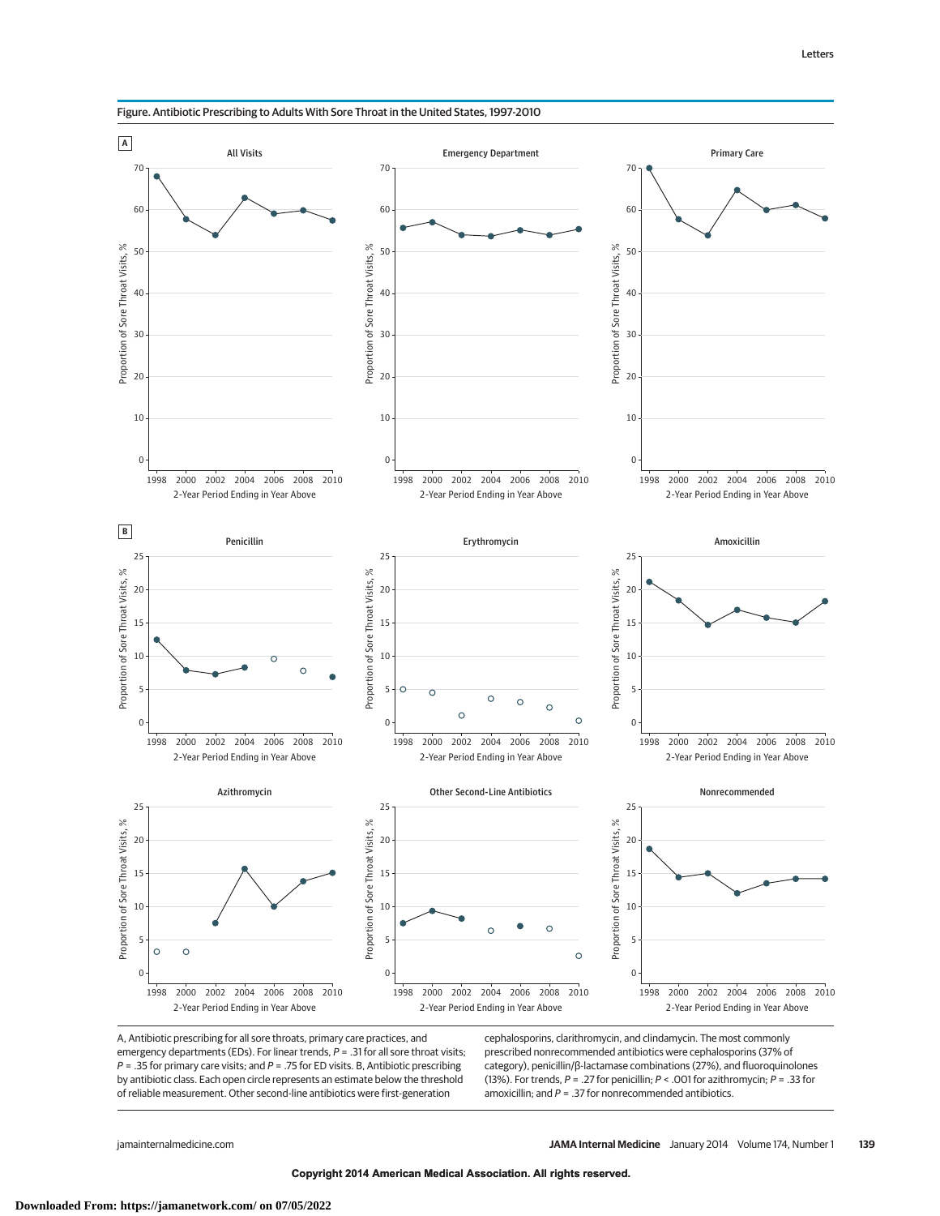Figure. Antibiotic Prescribing to Adults With Sore Throat in the United States, 1997-2010

A, Antibiotic prescribing for all sore throats, primary care practices, and emergency departments (EDs). For linear trends, $P$ = .31 for all sore throat visits; $P$ = .35 for primary care visits; and $P$ = .75 for ED visits. B, Antibiotic prescribing by antibiotic class. Each open circle represents an estimate below the threshold of reliable measurement. Other second-line antibiotics were first-generation cephalosporins, clarithromycin, and clindamycin. The most commonly prescribed nonrecommended antibiotics were cephalosporins (37% of category), penicillin/β-lactamase combinations (27%), and fluoroquinolones (13%). For trends, $P$ = .27 for penicillin; $P$ < .001 for azithromycin; $P$ = .33 for amoxicillin; and $P$ = .37 for nonrecommended antibiotics.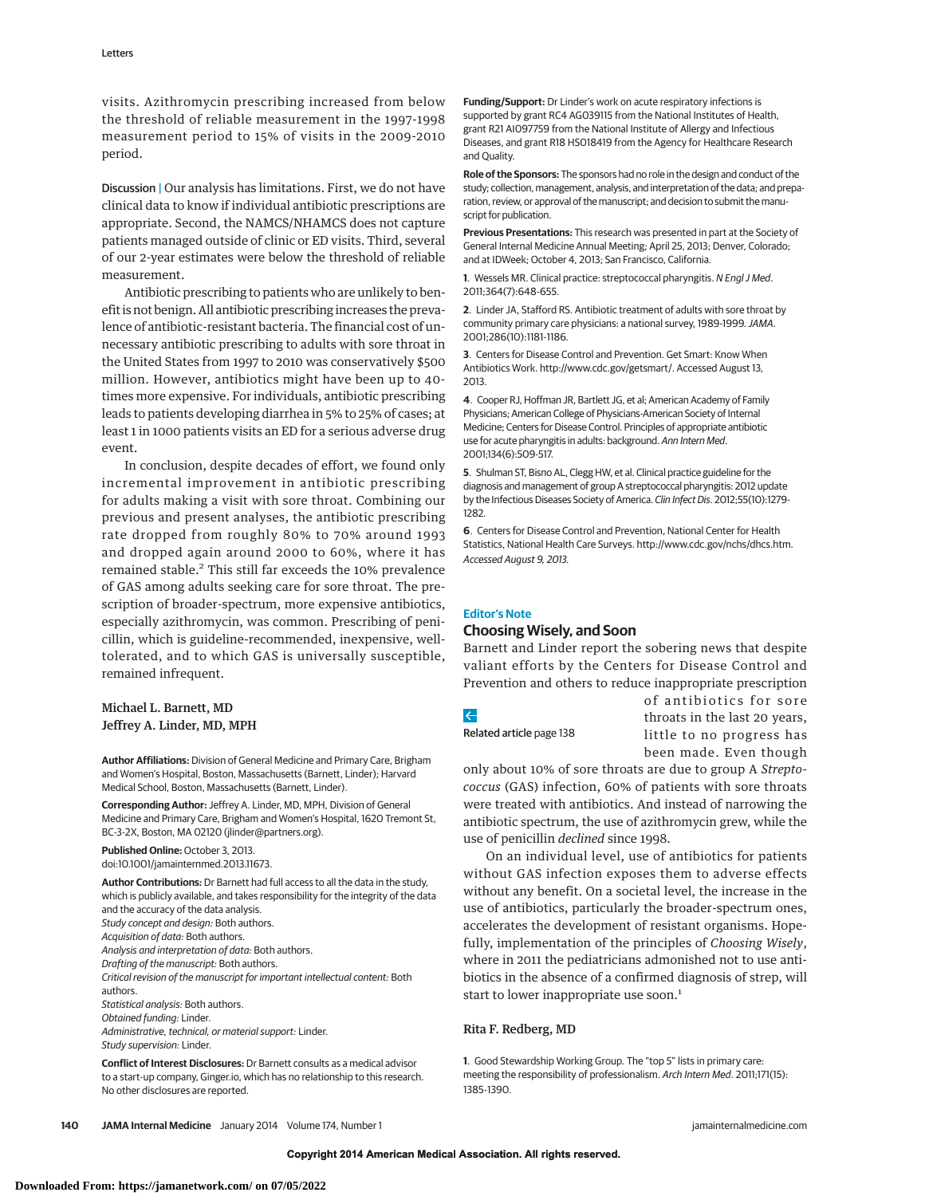visits. Azithromycin prescribing increased from below the threshold of reliable measurement in the 1997-1998 measurement period to 15% of visits in the 2009-2010 period.

**Discussion |** Our analysis has limitations. First, we do not have clinical data to know if individual antibiotic prescriptions are appropriate. Second, the NAMCS/NHAMCS does not capture patients managed outside of clinic or ED visits. Third, several of our 2-year estimates were below the threshold of reliable measurement.

Antibiotic prescribing to patients who are unlikely to benefit is not benign. All antibiotic prescribing increases the prevalence of antibiotic-resistant bacteria. The financial cost of unnecessary antibiotic prescribing to adults with sore throat in the United States from 1997 to 2010 was conservatively $500 million. However, antibiotics might have been up to 40-times more expensive. For individuals, antibiotic prescribing leads to patients developing diarrhea in 5% to 25% of cases; at least 1 in 1000 patients visits an ED for a serious adverse drug event.

In conclusion, despite decades of effort, we found only incremental improvement in antibiotic prescribing for adults making a visit with sore throat. Combining our previous and present analyses, the antibiotic prescribing rate dropped from roughly 80% to 70% around 1993 and dropped again around 2000 to 60%, where it has remained stable.[2] This still far exceeds the 10% prevalence of GAS among adults seeking care for sore throat. The prescription of broader-spectrum, more expensive antibiotics, especially azithromycin, was common. Prescribing of penicillin, which is guideline-recommended, inexpensive, well-tolerated, and to which GAS is universally susceptible, remained infrequent.

Michael L. Barnett, MD
Jeffrey A. Linder, MD, MPH

**Author Affiliations:** Division of General Medicine and Primary Care, Brigham and Women's Hospital, Boston, Massachusetts (Barnett, Linder); Harvard Medical School, Boston, Massachusetts (Barnett, Linder).

**Corresponding Author:** Jeffrey A. Linder, MD, MPH, Division of General Medicine and Primary Care, Brigham and Women's Hospital, 1620 Tremont St, BC-3-2X, Boston, MA 02120 (jlinder@partners.org).

**Published Online:** October 3, 2013. doi:10.1001/jamainternmed.2013.11673.

**Author Contributions:** Dr Barnett had full access to all the data in the study, which is publicly available, and takes responsibility for the integrity of the data and the accuracy of the data analysis.
*Study concept and design:* Both authors.
*Acquisition of data:* Both authors.
*Analysis and interpretation of data:* Both authors.
*Drafting of the manuscript:* Both authors.
*Critical revision of the manuscript for important intellectual content:* Both authors.
*Statistical analysis:* Both authors.
*Obtained funding:* Linder.
*Administrative, technical, or material support:* Linder.
*Study supervision:* Linder.

**Conflict of Interest Disclosures:** Dr Barnett consults as a medical advisor to a start-up company, Ginger.io, which has no relationship to this research. No other disclosures are reported.

**Funding/Support:** Dr Linder's work on acute respiratory infections is supported by grant RC4 AG039115 from the National Institutes of Health, grant R21 AI097759 from the National Institute of Allergy and Infectious Diseases, and grant R18 HS018419 from the Agency for Healthcare Research and Quality.

**Role of the Sponsors:** The sponsors had no role in the design and conduct of the study; collection, management, analysis, and interpretation of the data; and preparation, review, or approval of the manuscript; and decision to submit the manuscript for publication.

**Previous Presentations:** This research was presented in part at the Society of General Internal Medicine Annual Meeting; April 25, 2013; Denver, Colorado; and at IDWeek; October 4, 2013; San Francisco, California.

1. Wessels MR. Clinical practice: streptococcal pharyngitis. *N Engl J Med*. 2011;364(7):648-655.

2. Linder JA, Stafford RS. Antibiotic treatment of adults with sore throat by community primary care physicians: a national survey, 1989-1999. *JAMA*. 2001;286(10):1181-1186.

3. Centers for Disease Control and Prevention. Get Smart: Know When Antibiotics Work. http://www.cdc.gov/getsmart/. Accessed August 13, 2013.

4. Cooper RJ, Hoffman JR, Bartlett JG, et al; American Academy of Family Physicians; American College of Physicians-American Society of Internal Medicine; Centers for Disease Control. Principles of appropriate antibiotic use for acute pharyngitis in adults: background. *Ann Intern Med*. 2001;134(6):509-517.

5. Shulman ST, Bisno AL, Clegg HW, et al. Clinical practice guideline for the diagnosis and management of group A streptococcal pharyngitis: 2012 update by the Infectious Diseases Society of America. *Clin Infect Dis*. 2012;55(10):1279-1282.

6. Centers for Disease Control and Prevention, National Center for Health Statistics, National Health Care Surveys. http://www.cdc.gov/nchs/dhcs.htm. *Accessed August 9, 2013.*

**Editor's Note**

## Choosing Wisely, and Soon

Related article page 138

Barnett and Linder report the sobering news that despite valiant efforts by the Centers for Disease Control and Prevention and others to reduce inappropriate prescription of antibiotics for sore throats in the last 20 years, little to no progress has been made. Even though only about 10% of sore throats are due to group A *Streptococcus* (GAS) infection, 60% of patients with sore throats were treated with antibiotics. And instead of narrowing the antibiotic spectrum, the use of azithromycin grew, while the use of penicillin *declined* since 1998.

On an individual level, use of antibiotics for patients without GAS infection exposes them to adverse effects without any benefit. On a societal level, the increase in the use of antibiotics, particularly the broader-spectrum ones, accelerates the development of resistant organisms. Hopefully, implementation of the principles of *Choosing Wisely*, where in 2011 the pediatricians admonished not to use antibiotics in the absence of a confirmed diagnosis of strep, will start to lower inappropriate use soon.[1]

Rita F. Redberg, MD

1. Good Stewardship Working Group. The "top 5" lists in primary care: meeting the responsibility of professionalism. *Arch Intern Med*. 2011;171(15):1385-1390.